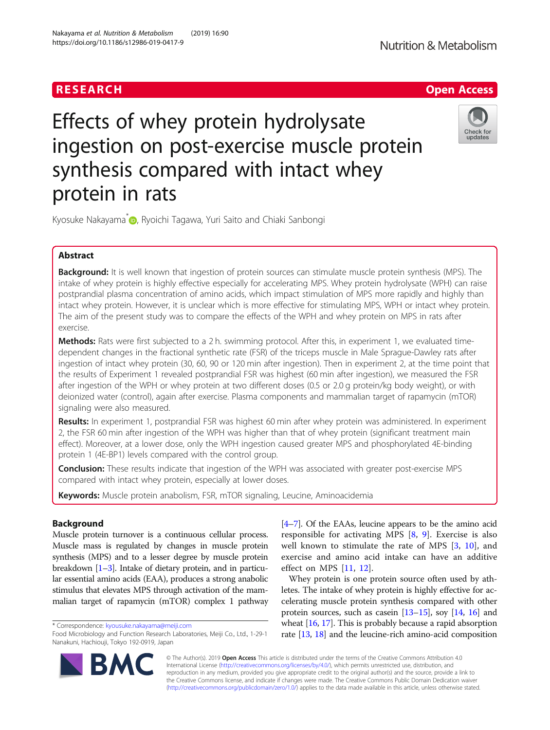RESEARCH Open Access

# Effects of whey protein hydrolysate ingestion on post-exercise muscle protein synthesis compared with intact whey protein in rats

Kyosuke Nakayama*, Ryoichi Tagawa, Yuri Saito and Chiaki Sanbongi

## Abstract

**Background:** It is well known that ingestion of protein sources can stimulate muscle protein synthesis (MPS). The intake of whey protein is highly effective especially for accelerating MPS. Whey protein hydrolysate (WPH) can raise postprandial plasma concentration of amino acids, which impact stimulation of MPS more rapidly and highly than intact whey protein. However, it is unclear which is more effective for stimulating MPS, WPH or intact whey protein. The aim of the present study was to compare the effects of the WPH and whey protein on MPS in rats after exercise.

**Methods:** Rats were first subjected to a 2 h. swimming protocol. After this, in experiment 1, we evaluated time-dependent changes in the fractional synthetic rate (FSR) of the triceps muscle in Male Sprague-Dawley rats after ingestion of intact whey protein (30, 60, 90 or 120 min after ingestion). Then in experiment 2, at the time point that the results of Experiment 1 revealed postprandial FSR was highest (60 min after ingestion), we measured the FSR after ingestion of the WPH or whey protein at two different doses (0.5 or 2.0 g protein/kg body weight), or with deionized water (control), again after exercise. Plasma components and mammalian target of rapamycin (mTOR) signaling were also measured.

**Results:** In experiment 1, postprandial FSR was highest 60 min after whey protein was administered. In experiment 2, the FSR 60 min after ingestion of the WPH was higher than that of whey protein (significant treatment main effect). Moreover, at a lower dose, only the WPH ingestion caused greater MPS and phosphorylated 4E-binding protein 1 (4E-BP1) levels compared with the control group.

**Conclusion:** These results indicate that ingestion of the WPH was associated with greater post-exercise MPS compared with intact whey protein, especially at lower doses.

**Keywords:** Muscle protein anabolism, FSR, mTOR signaling, Leucine, Aminoacidemia

## Background

Muscle protein turnover is a continuous cellular process. Muscle mass is regulated by changes in muscle protein synthesis (MPS) and to a lesser degree by muscle protein breakdown [1–3]. Intake of dietary protein, and in particular essential amino acids (EAA), produces a strong anabolic stimulus that elevates MPS through activation of the mammalian target of rapamycin (mTOR) complex 1 pathway [4–7]. Of the EAAs, leucine appears to be the amino acid responsible for activating MPS [8, 9]. Exercise is also well known to stimulate the rate of MPS [3, 10], and exercise and amino acid intake can have an additive effect on MPS [11, 12].

Whey protein is one protein source often used by athletes. The intake of whey protein is highly effective for accelerating muscle protein synthesis compared with other protein sources, such as casein [13–15], soy [14, 16] and wheat [16, 17]. This is probably because a rapid absorption rate [13, 18] and the leucine-rich amino-acid composition

* Correspondence: kyousuke.nakayama@meiji.com
Food Microbiology and Function Research Laboratories, Meiji Co., Ltd., 1-29-1 Nanakuni, Hachiouji, Tokyo 192-0919, Japan

© The Author(s). 2019 **Open Access** This article is distributed under the terms of the Creative Commons Attribution 4.0 International License (http://creativecommons.org/licenses/by/4.0/), which permits unrestricted use, distribution, and reproduction in any medium, provided you give appropriate credit to the original author(s) and the source, provide a link to the Creative Commons license, and indicate if changes were made. The Creative Commons Public Domain Dedication waiver (http://creativecommons.org/publicdomain/zero/1.0/) applies to the data made available in this article, unless otherwise stated.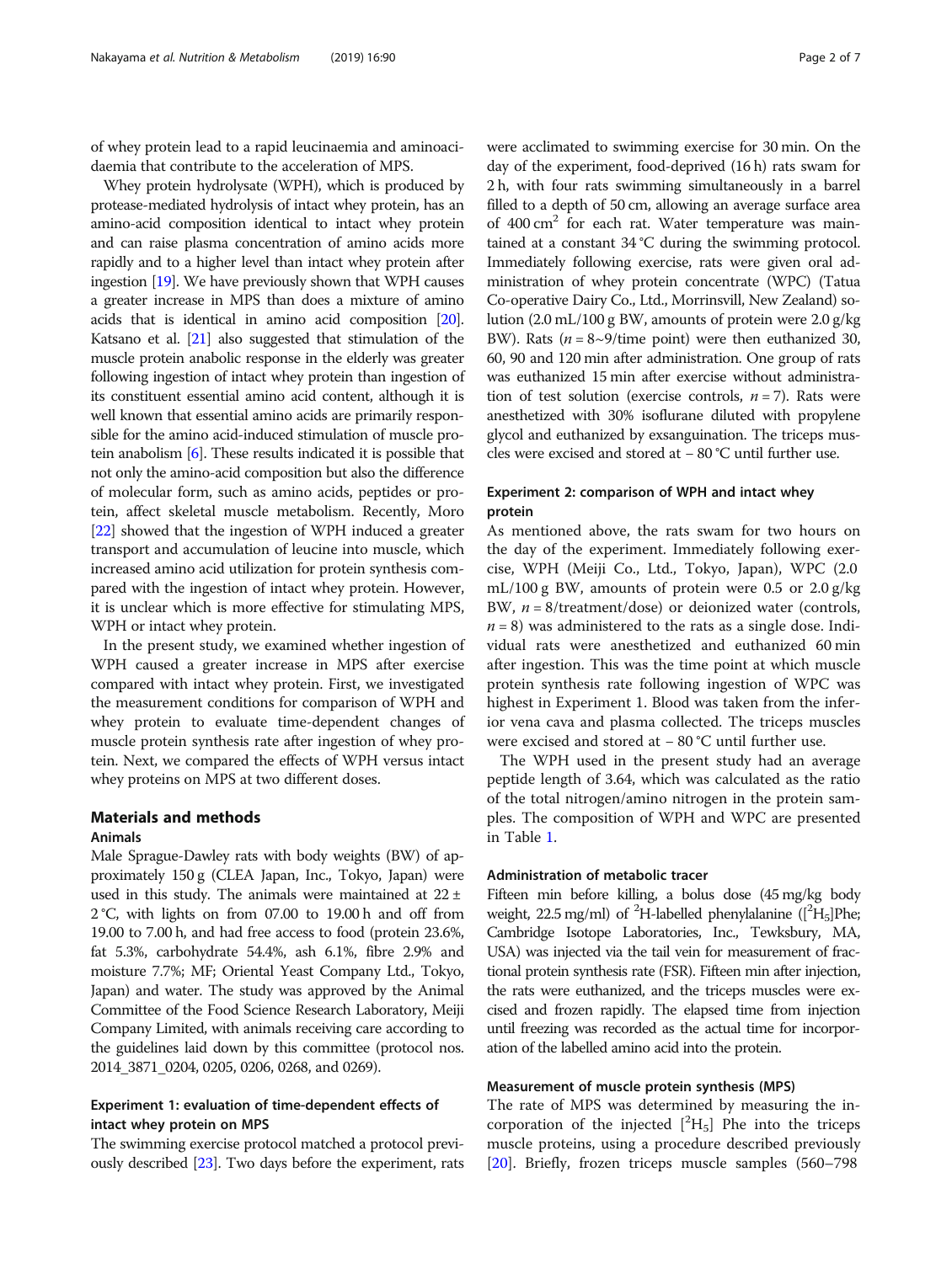of whey protein lead to a rapid leucinaemia and aminoacidaemia that contribute to the acceleration of MPS.

Whey protein hydrolysate (WPH), which is produced by protease-mediated hydrolysis of intact whey protein, has an amino-acid composition identical to intact whey protein and can raise plasma concentration of amino acids more rapidly and to a higher level than intact whey protein after ingestion [19]. We have previously shown that WPH causes a greater increase in MPS than does a mixture of amino acids that is identical in amino acid composition [20]. Katsano et al. [21] also suggested that stimulation of the muscle protein anabolic response in the elderly was greater following ingestion of intact whey protein than ingestion of its constituent essential amino acid content, although it is well known that essential amino acids are primarily responsible for the amino acid-induced stimulation of muscle protein anabolism [6]. These results indicated it is possible that not only the amino-acid composition but also the difference of molecular form, such as amino acids, peptides or protein, affect skeletal muscle metabolism. Recently, Moro [22] showed that the ingestion of WPH induced a greater transport and accumulation of leucine into muscle, which increased amino acid utilization for protein synthesis compared with the ingestion of intact whey protein. However, it is unclear which is more effective for stimulating MPS, WPH or intact whey protein.

In the present study, we examined whether ingestion of WPH caused a greater increase in MPS after exercise compared with intact whey protein. First, we investigated the measurement conditions for comparison of WPH and whey protein to evaluate time-dependent changes of muscle protein synthesis rate after ingestion of whey protein. Next, we compared the effects of WPH versus intact whey proteins on MPS at two different doses.

## Materials and methods

### Animals

Male Sprague-Dawley rats with body weights (BW) of approximately 150 g (CLEA Japan, Inc., Tokyo, Japan) were used in this study. The animals were maintained at 22 ± 2 °C, with lights on from 07.00 to 19.00 h and off from 19.00 to 7.00 h, and had free access to food (protein 23.6%, fat 5.3%, carbohydrate 54.4%, ash 6.1%, fibre 2.9% and moisture 7.7%; MF; Oriental Yeast Company Ltd., Tokyo, Japan) and water. The study was approved by the Animal Committee of the Food Science Research Laboratory, Meiji Company Limited, with animals receiving care according to the guidelines laid down by this committee (protocol nos. 2014_3871_0204, 0205, 0206, 0268, and 0269).

### Experiment 1: evaluation of time-dependent effects of intact whey protein on MPS

The swimming exercise protocol matched a protocol previously described [23]. Two days before the experiment, rats were acclimated to swimming exercise for 30 min. On the day of the experiment, food-deprived (16 h) rats swam for 2 h, with four rats swimming simultaneously in a barrel filled to a depth of 50 cm, allowing an average surface area of 400 $cm^2$ for each rat. Water temperature was maintained at a constant 34 °C during the swimming protocol. Immediately following exercise, rats were given oral administration of whey protein concentrate (WPC) (Tatua Co-operative Dairy Co., Ltd., Morrinsvill, New Zealand) solution (2.0 mL/100 g BW, amounts of protein were 2.0 g/kg BW). Rats ($n$ = 8~9/time point) were then euthanized 30, 60, 90 and 120 min after administration. One group of rats was euthanized 15 min after exercise without administration of test solution (exercise controls, $n$ = 7). Rats were anesthetized with 30% isoflurane diluted with propylene glycol and euthanized by exsanguination. The triceps muscles were excised and stored at − 80 °C until further use.

### Experiment 2: comparison of WPH and intact whey protein

As mentioned above, the rats swam for two hours on the day of the experiment. Immediately following exercise, WPH (Meiji Co., Ltd., Tokyo, Japan), WPC (2.0 mL/100 g BW, amounts of protein were 0.5 or 2.0 g/kg BW, $n$ = 8/treatment/dose) or deionized water (controls, $n$ = 8) was administered to the rats as a single dose. Individual rats were anesthetized and euthanized 60 min after ingestion. This was the time point at which muscle protein synthesis rate following ingestion of WPC was highest in Experiment 1. Blood was taken from the inferior vena cava and plasma collected. The triceps muscles were excised and stored at − 80 °C until further use.

The WPH used in the present study had an average peptide length of 3.64, which was calculated as the ratio of the total nitrogen/amino nitrogen in the protein samples. The composition of WPH and WPC are presented in Table 1.

### Administration of metabolic tracer

Fifteen min before killing, a bolus dose (45 mg/kg body weight, 22.5 mg/ml) of $^2$H-labelled phenylalanine ([$^2H_5$]Phe; Cambridge Isotope Laboratories, Inc., Tewksbury, MA, USA) was injected via the tail vein for measurement of fractional protein synthesis rate (FSR). Fifteen min after injection, the rats were euthanized, and the triceps muscles were excised and frozen rapidly. The elapsed time from injection until freezing was recorded as the actual time for incorporation of the labelled amino acid into the protein.

### Measurement of muscle protein synthesis (MPS)

The rate of MPS was determined by measuring the incorporation of the injected [$^2H_5$] Phe into the triceps muscle proteins, using a procedure described previously [20]. Briefly, frozen triceps muscle samples (560–798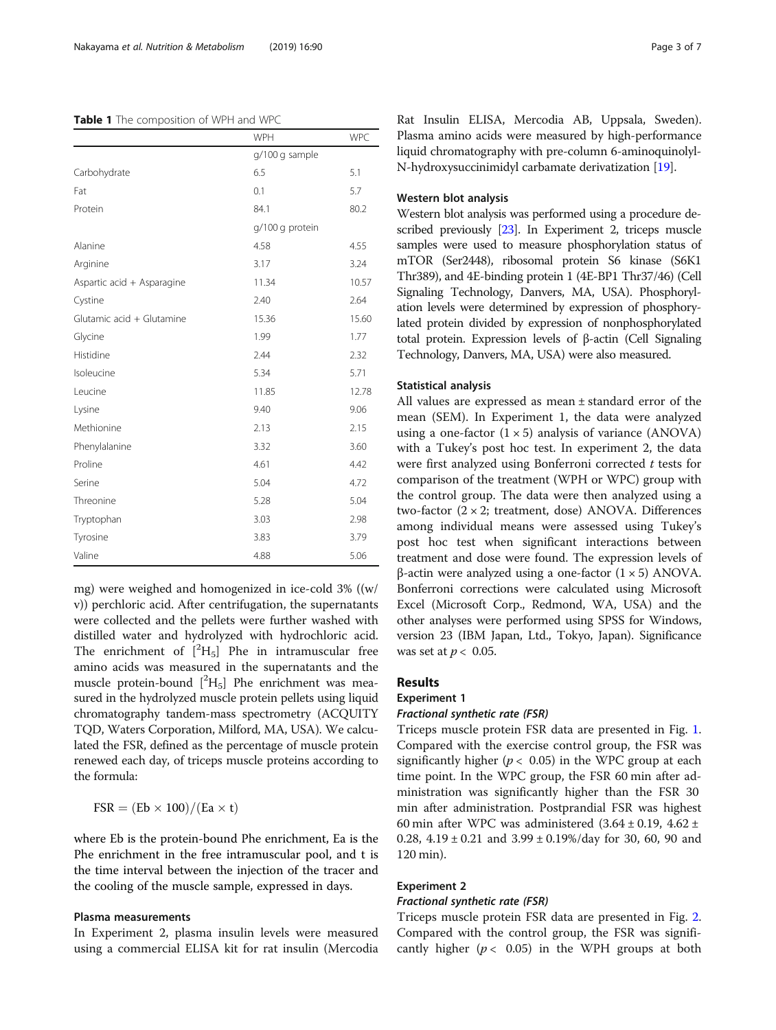**Table 1** The composition of WPH and WPC

| | WPH | WPC |
|---|---|---|
| | g/100 g sample | |
| Carbohydrate | 6.5 | 5.1 |
| Fat | 0.1 | 5.7 |
| Protein | 84.1 | 80.2 |
| | g/100 g protein | |
| Alanine | 4.58 | 4.55 |
| Arginine | 3.17 | 3.24 |
| Aspartic acid + Asparagine | 11.34 | 10.57 |
| Cystine | 2.40 | 2.64 |
| Glutamic acid + Glutamine | 15.36 | 15.60 |
| Glycine | 1.99 | 1.77 |
| Histidine | 2.44 | 2.32 |
| Isoleucine | 5.34 | 5.71 |
| Leucine | 11.85 | 12.78 |
| Lysine | 9.40 | 9.06 |
| Methionine | 2.13 | 2.15 |
| Phenylalanine | 3.32 | 3.60 |
| Proline | 4.61 | 4.42 |
| Serine | 5.04 | 4.72 |
| Threonine | 5.28 | 5.04 |
| Tryptophan | 3.03 | 2.98 |
| Tyrosine | 3.83 | 3.79 |
| Valine | 4.88 | 5.06 |

mg) were weighed and homogenized in ice-cold 3% ((w/v)) perchloric acid. After centrifugation, the supernatants were collected and the pellets were further washed with distilled water and hydrolyzed with hydrochloric acid. The enrichment of [$^{2}H_{5}$] Phe in intramuscular free amino acids was measured in the supernatants and the muscle protein-bound [$^{2}H_{5}$] Phe enrichment was measured in the hydrolyzed muscle protein pellets using liquid chromatography tandem-mass spectrometry (ACQUITY TQD, Waters Corporation, Milford, MA, USA). We calculated the FSR, defined as the percentage of muscle protein renewed each day, of triceps muscle proteins according to the formula:

$$\mathrm{FSR} = (\mathrm{Eb} \times 100)/(\mathrm{Ea} \times \mathrm{t})$$

where Eb is the protein-bound Phe enrichment, Ea is the Phe enrichment in the free intramuscular pool, and t is the time interval between the injection of the tracer and the cooling of the muscle sample, expressed in days.

### Plasma measurements

In Experiment 2, plasma insulin levels were measured using a commercial ELISA kit for rat insulin (Mercodia Rat Insulin ELISA, Mercodia AB, Uppsala, Sweden). Plasma amino acids were measured by high-performance liquid chromatography with pre-column 6-aminoquinolyl-N-hydroxysuccinimidyl carbamate derivatization [19].

### Western blot analysis

Western blot analysis was performed using a procedure described previously [23]. In Experiment 2, triceps muscle samples were used to measure phosphorylation status of mTOR (Ser2448), ribosomal protein S6 kinase (S6K1 Thr389), and 4E-binding protein 1 (4E-BP1 Thr37/46) (Cell Signaling Technology, Danvers, MA, USA). Phosphorylation levels were determined by expression of phosphorylated protein divided by expression of nonphosphorylated total protein. Expression levels of β-actin (Cell Signaling Technology, Danvers, MA, USA) were also measured.

### Statistical analysis

All values are expressed as mean ± standard error of the mean (SEM). In Experiment 1, the data were analyzed using a one-factor ($1 \times 5$) analysis of variance (ANOVA) with a Tukey's post hoc test. In experiment 2, the data were first analyzed using Bonferroni corrected *t* tests for comparison of the treatment (WPH or WPC) group with the control group. The data were then analyzed using a two-factor ($2 \times 2$; treatment, dose) ANOVA. Differences among individual means were assessed using Tukey's post hoc test when significant interactions between treatment and dose were found. The expression levels of β-actin were analyzed using a one-factor ($1 \times 5$) ANOVA. Bonferroni corrections were calculated using Microsoft Excel (Microsoft Corp., Redmond, WA, USA) and the other analyses were performed using SPSS for Windows, version 23 (IBM Japan, Ltd., Tokyo, Japan). Significance was set at $p < 0.05$.

## Results

### Experiment 1

#### *Fractional synthetic rate (FSR)*

Triceps muscle protein FSR data are presented in Fig. 1. Compared with the exercise control group, the FSR was significantly higher ($p < 0.05$) in the WPC group at each time point. In the WPC group, the FSR 60 min after administration was significantly higher than the FSR 30 min after administration. Postprandial FSR was highest 60 min after WPC was administered (3.64 ± 0.19, 4.62 ± 0.28, 4.19 ± 0.21 and 3.99 ± 0.19%/day for 30, 60, 90 and 120 min).

### Experiment 2

#### *Fractional synthetic rate (FSR)*

Triceps muscle protein FSR data are presented in Fig. 2. Compared with the control group, the FSR was significantly higher ($p < 0.05$) in the WPH groups at both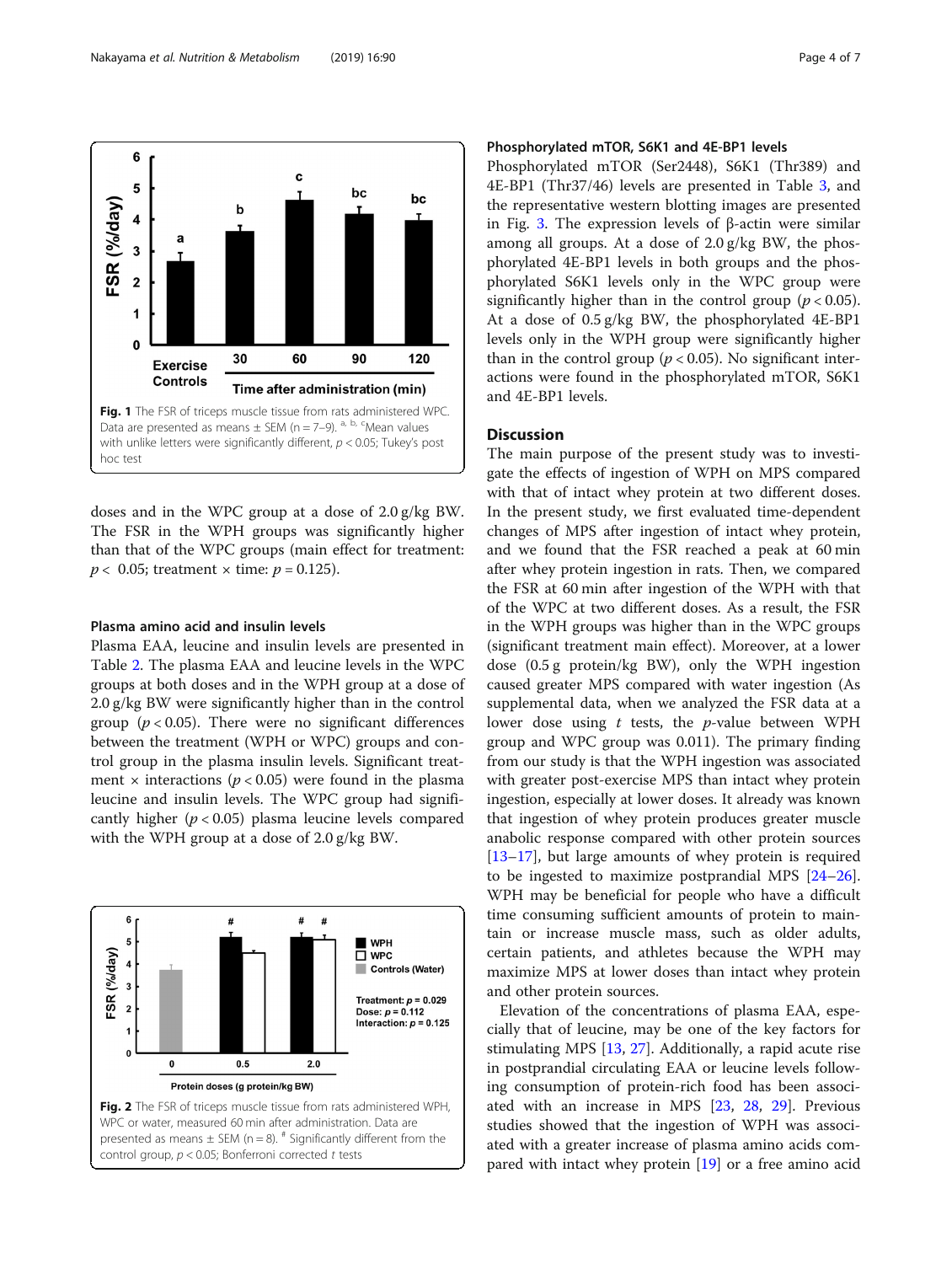Fig. 1 The FSR of triceps muscle tissue from rats administered WPC. Data are presented as means ± SEM (n = 7–9). [a, b, c]Mean values with unlike letters were significantly different, $p < 0.05$; Tukey's post hoc test

doses and in the WPC group at a dose of 2.0 g/kg BW. The FSR in the WPH groups was significantly higher than that of the WPC groups (main effect for treatment: $p < 0.05$; treatment × time: $p = 0.125$).

### Plasma amino acid and insulin levels

Plasma EAA, leucine and insulin levels are presented in Table 2. The plasma EAA and leucine levels in the WPC groups at both doses and in the WPH group at a dose of 2.0 g/kg BW were significantly higher than in the control group ($p < 0.05$). There were no significant differences between the treatment (WPH or WPC) groups and control group in the plasma insulin levels. Significant treatment × interactions ($p < 0.05$) were found in the plasma leucine and insulin levels. The WPC group had significantly higher ($p < 0.05$) plasma leucine levels compared with the WPH group at a dose of 2.0 g/kg BW.

Fig. 2 The FSR of triceps muscle tissue from rats administered WPH, WPC or water, measured 60 min after administration. Data are presented as means ± SEM (n = 8). [#] Significantly different from the control group, $p < 0.05$; Bonferroni corrected t tests

### Phosphorylated mTOR, S6K1 and 4E-BP1 levels

Phosphorylated mTOR (Ser2448), S6K1 (Thr389) and 4E-BP1 (Thr37/46) levels are presented in Table 3, and the representative western blotting images are presented in Fig. 3. The expression levels of β-actin were similar among all groups. At a dose of 2.0 g/kg BW, the phosphorylated 4E-BP1 levels in both groups and the phosphorylated S6K1 levels only in the WPC group were significantly higher than in the control group ($p < 0.05$). At a dose of 0.5 g/kg BW, the phosphorylated 4E-BP1 levels only in the WPH group were significantly higher than in the control group ($p < 0.05$). No significant interactions were found in the phosphorylated mTOR, S6K1 and 4E-BP1 levels.

## Discussion

The main purpose of the present study was to investigate the effects of ingestion of WPH on MPS compared with that of intact whey protein at two different doses. In the present study, we first evaluated time-dependent changes of MPS after ingestion of intact whey protein, and we found that the FSR reached a peak at 60 min after whey protein ingestion in rats. Then, we compared the FSR at 60 min after ingestion of the WPH with that of the WPC at two different doses. As a result, the FSR in the WPH groups was higher than in the WPC groups (significant treatment main effect). Moreover, at a lower dose (0.5 g protein/kg BW), only the WPH ingestion caused greater MPS compared with water ingestion (As supplemental data, when we analyzed the FSR data at a lower dose using *t* tests, the *p*-value between WPH group and WPC group was 0.011). The primary finding from our study is that the WPH ingestion was associated with greater post-exercise MPS than intact whey protein ingestion, especially at lower doses. It already was known that ingestion of whey protein produces greater muscle anabolic response compared with other protein sources [13–17], but large amounts of whey protein is required to be ingested to maximize postprandial MPS [24–26]. WPH may be beneficial for people who have a difficult time consuming sufficient amounts of protein to maintain or increase muscle mass, such as older adults, certain patients, and athletes because the WPH may maximize MPS at lower doses than intact whey protein and other protein sources.

Elevation of the concentrations of plasma EAA, especially that of leucine, may be one of the key factors for stimulating MPS [13, 27]. Additionally, a rapid acute rise in postprandial circulating EAA or leucine levels following consumption of protein-rich food has been associated with an increase in MPS [23, 28, 29]. Previous studies showed that the ingestion of WPH was associated with a greater increase of plasma amino acids compared with intact whey protein [19] or a free amino acid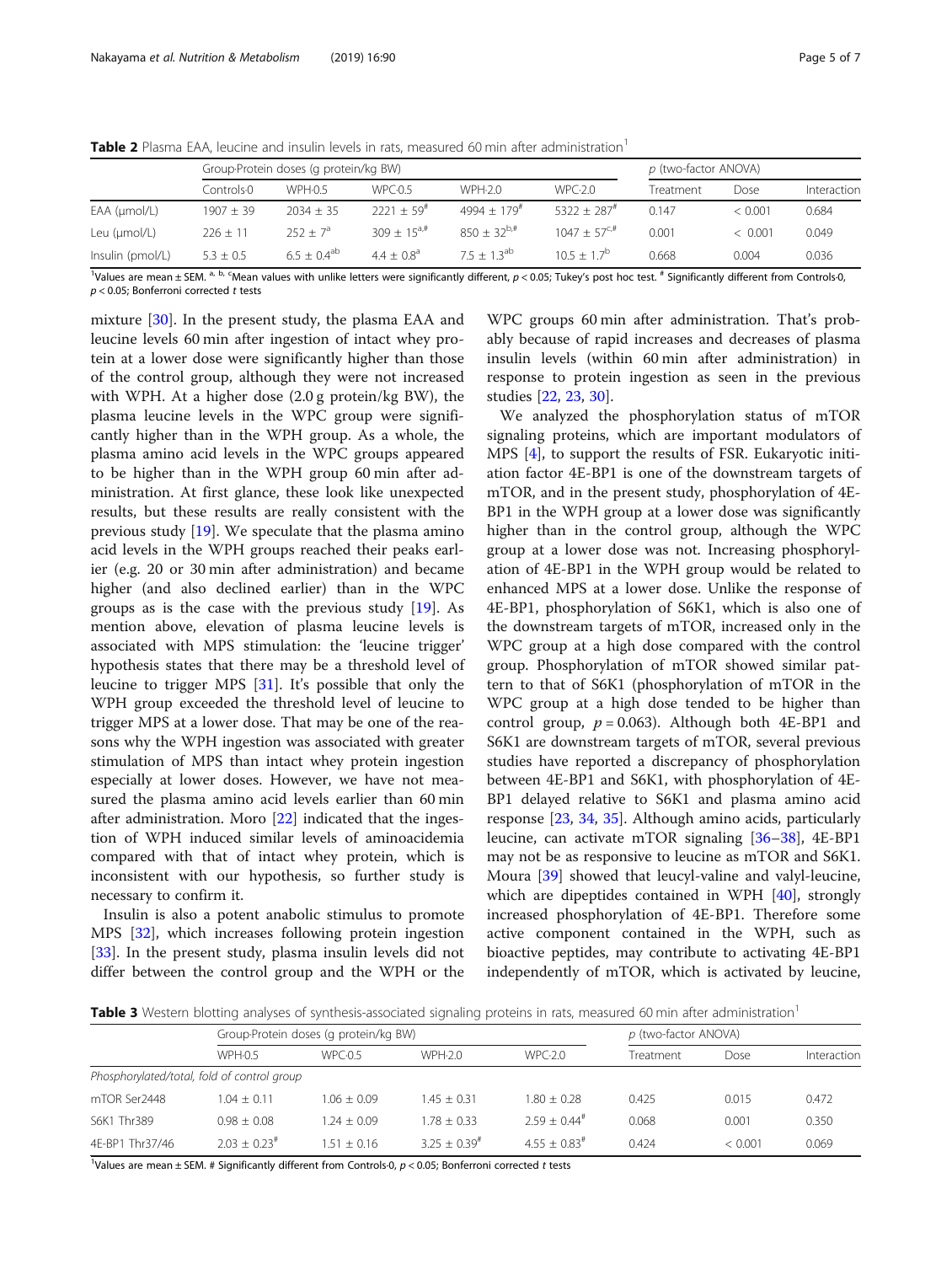**Table 2** Plasma EAA, leucine and insulin levels in rats, measured 60 min after administration[1]

| | Group-Protein doses (g protein/kg BW) | | | | | p (two-factor ANOVA) | | |
|---|---|---|---|---|---|---|---|---|
| | Controls-0 | WPH-0.5 | WPC-0.5 | WPH-2.0 | WPC-2.0 | Treatment | Dose | Interaction |
| EAA (μmol/L) | 1907 ± 39 | 2034 ± 35 | 2221 ± 59[#] | 4994 ± 179[#] | 5322 ± 287[#] | 0.147 | < 0.001 | 0.684 |
| Leu (μmol/L) | 226 ± 11 | 252 ± 7[a] | 309 ± 15[a,#] | 850 ± 32[b,#] | 1047 ± 57[c,#] | 0.001 | < 0.001 | 0.049 |
| Insulin (pmol/L) | 5.3 ± 0.5 | 6.5 ± 0.4[ab] | 4.4 ± 0.8[a] | 7.5 ± 1.3[ab] | 10.5 ± 1.7[b] | 0.668 | 0.004 | 0.036 |

[1]Values are mean ± SEM. [a, b, c]Mean values with unlike letters were significantly different, $p < 0.05$; Tukey's post hoc test. [#] Significantly different from Controls-0, $p < 0.05$; Bonferroni corrected t tests

mixture [30]. In the present study, the plasma EAA and leucine levels 60 min after ingestion of intact whey protein at a lower dose were significantly higher than those of the control group, although they were not increased with WPH. At a higher dose (2.0 g protein/kg BW), the plasma leucine levels in the WPC group were significantly higher than in the WPH group. As a whole, the plasma amino acid levels in the WPC groups appeared to be higher than in the WPH group 60 min after administration. At first glance, these look like unexpected results, but these results are really consistent with the previous study [19]. We speculate that the plasma amino acid levels in the WPH groups reached their peaks earlier (e.g. 20 or 30 min after administration) and became higher (and also declined earlier) than in the WPC groups as is the case with the previous study [19]. As mention above, elevation of plasma leucine levels is associated with MPS stimulation: the 'leucine trigger' hypothesis states that there may be a threshold level of leucine to trigger MPS [31]. It's possible that only the WPH group exceeded the threshold level of leucine to trigger MPS at a lower dose. That may be one of the reasons why the WPH ingestion was associated with greater stimulation of MPS than intact whey protein ingestion especially at lower doses. However, we have not measured the plasma amino acid levels earlier than 60 min after administration. Moro [22] indicated that the ingestion of WPH induced similar levels of aminoacidemia compared with that of intact whey protein, which is inconsistent with our hypothesis, so further study is necessary to confirm it.

Insulin is also a potent anabolic stimulus to promote MPS [32], which increases following protein ingestion [33]. In the present study, plasma insulin levels did not differ between the control group and the WPH or the WPC groups 60 min after administration. That's probably because of rapid increases and decreases of plasma insulin levels (within 60 min after administration) in response to protein ingestion as seen in the previous studies [22, 23, 30].

We analyzed the phosphorylation status of mTOR signaling proteins, which are important modulators of MPS [4], to support the results of FSR. Eukaryotic initiation factor 4E-BP1 is one of the downstream targets of mTOR, and in the present study, phosphorylation of 4E-BP1 in the WPH group at a lower dose was significantly higher than in the control group, although the WPC group at a lower dose was not. Increasing phosphorylation of 4E-BP1 in the WPH group would be related to enhanced MPS at a lower dose. Unlike the response of 4E-BP1, phosphorylation of S6K1, which is also one of the downstream targets of mTOR, increased only in the WPC group at a high dose compared with the control group. Phosphorylation of mTOR showed similar pattern to that of S6K1 (phosphorylation of mTOR in the WPC group at a high dose tended to be higher than control group, $p = 0.063$). Although both 4E-BP1 and S6K1 are downstream targets of mTOR, several previous studies have reported a discrepancy of phosphorylation between 4E-BP1 and S6K1, with phosphorylation of 4E-BP1 delayed relative to S6K1 and plasma amino acid response [23, 34, 35]. Although amino acids, particularly leucine, can activate mTOR signaling [36–38], 4E-BP1 may not be as responsive to leucine as mTOR and S6K1. Moura [39] showed that leucyl-valine and valyl-leucine, which are dipeptides contained in WPH [40], strongly increased phosphorylation of 4E-BP1. Therefore some active component contained in the WPH, such as bioactive peptides, may contribute to activating 4E-BP1 independently of mTOR, which is activated by leucine,

**Table 3** Western blotting analyses of synthesis-associated signaling proteins in rats, measured 60 min after administration[1]

| | Group-Protein doses (g protein/kg BW) | | | | p (two-factor ANOVA) | | |
|---|---|---|---|---|---|---|---|
| | WPH-0.5 | WPC-0.5 | WPH-2.0 | WPC-2.0 | Treatment | Dose | Interaction |
| *Phosphorylated/total, fold of control group* | | | | | | | |
| mTOR Ser2448 | 1.04 ± 0.11 | 1.06 ± 0.09 | 1.45 ± 0.31 | 1.80 ± 0.28 | 0.425 | 0.015 | 0.472 |
| S6K1 Thr389 | 0.98 ± 0.08 | 1.24 ± 0.09 | 1.78 ± 0.33 | 2.59 ± 0.44[#] | 0.068 | 0.001 | 0.350 |
| 4E-BP1 Thr37/46 | 2.03 ± 0.23[#] | 1.51 ± 0.16 | 3.25 ± 0.39[#] | 4.55 ± 0.83[#] | 0.424 | < 0.001 | 0.069 |

[1]Values are mean ± SEM. # Significantly different from Controls-0, $p < 0.05$; Bonferroni corrected t tests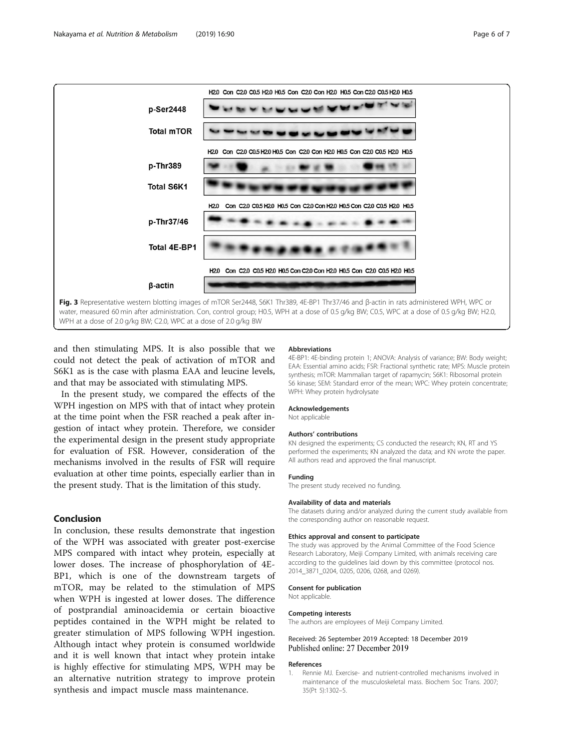H2.0 Con C2.0 C0.5 H2.0 H0.5 Con C2.0 Con H2.0 H0.5 Con C2.0 C0.5 H2.0 H0.5

p-Ser2448

Total mTOR

H2.0 Con C2.0 C0.5 H2.0 H0.5 Con C2.0 Con H2.0 H0.5 Con C2.0 C0.5 H2.0 H0.5

p-Thr389

Total S6K1

H2.0 Con C2.0 C0.5 H2.0 H0.5 Con C2.0 Con H2.0 H0.5 Con C2.0 C0.5 H2.0 H0.5

p-Thr37/46

Total 4E-BP1

H2.0 Con C2.0 C0.5 H2.0 H0.5 Con C2.0 Con H2.0 H0.5 Con C2.0 C0.5 H2.0 H0.5

β-actin

**Fig. 3** Representative western blotting images of mTOR Ser2448, S6K1 Thr389, 4E-BP1 Thr37/46 and β-actin in rats administered WPH, WPC or water, measured 60 min after administration. Con, control group; H0.5, WPH at a dose of 0.5 g/kg BW; C0.5, WPC at a dose of 0.5 g/kg BW; H2.0, WPH at a dose of 2.0 g/kg BW; C2.0, WPC at a dose of 2.0 g/kg BW

and then stimulating MPS. It is also possible that we could not detect the peak of activation of mTOR and S6K1 as is the case with plasma EAA and leucine levels, and that may be associated with stimulating MPS.

In the present study, we compared the effects of the WPH ingestion on MPS with that of intact whey protein at the time point when the FSR reached a peak after ingestion of intact whey protein. Therefore, we consider the experimental design in the present study appropriate for evaluation of FSR. However, consideration of the mechanisms involved in the results of FSR will require evaluation at other time points, especially earlier than in the present study. That is the limitation of this study.

## Conclusion

In conclusion, these results demonstrate that ingestion of the WPH was associated with greater post-exercise MPS compared with intact whey protein, especially at lower doses. The increase of phosphorylation of 4E-BP1, which is one of the downstream targets of mTOR, may be related to the stimulation of MPS when WPH is ingested at lower doses. The difference of postprandial aminoacidemia or certain bioactive peptides contained in the WPH might be related to greater stimulation of MPS following WPH ingestion. Although intact whey protein is consumed worldwide and it is well known that intact whey protein intake is highly effective for stimulating MPS, WPH may be an alternative nutrition strategy to improve protein synthesis and impact muscle mass maintenance.

#### Abbreviations

4E-BP1: 4E-binding protein 1; ANOVA: Analysis of variance; BW: Body weight; EAA: Essential amino acids; FSR: Fractional synthetic rate; MPS: Muscle protein synthesis; mTOR: Mammalian target of rapamycin; S6K1: Ribosomal protein S6 kinase; SEM: Standard error of the mean; WPC: Whey protein concentrate; WPH: Whey protein hydrolysate

#### Acknowledgements

Not applicable

#### Authors' contributions

KN designed the experiments; CS conducted the research; KN, RT and YS performed the experiments; KN analyzed the data; and KN wrote the paper. All authors read and approved the final manuscript.

#### Funding

The present study received no funding.

#### Availability of data and materials

The datasets during and/or analyzed during the current study available from the corresponding author on reasonable request.

#### Ethics approval and consent to participate

The study was approved by the Animal Committee of the Food Science Research Laboratory, Meiji Company Limited, with animals receiving care according to the guidelines laid down by this committee (protocol nos. 2014_3871_0204, 0205, 0206, 0268, and 0269).

#### Consent for publication

Not applicable.

#### Competing interests

The authors are employees of Meiji Company Limited.

Received: 26 September 2019 Accepted: 18 December 2019
Published online: 27 December 2019

#### References

1. Rennie MJ. Exercise- and nutrient-controlled mechanisms involved in maintenance of the musculoskeletal mass. Biochem Soc Trans. 2007; 35(Pt 5):1302–5.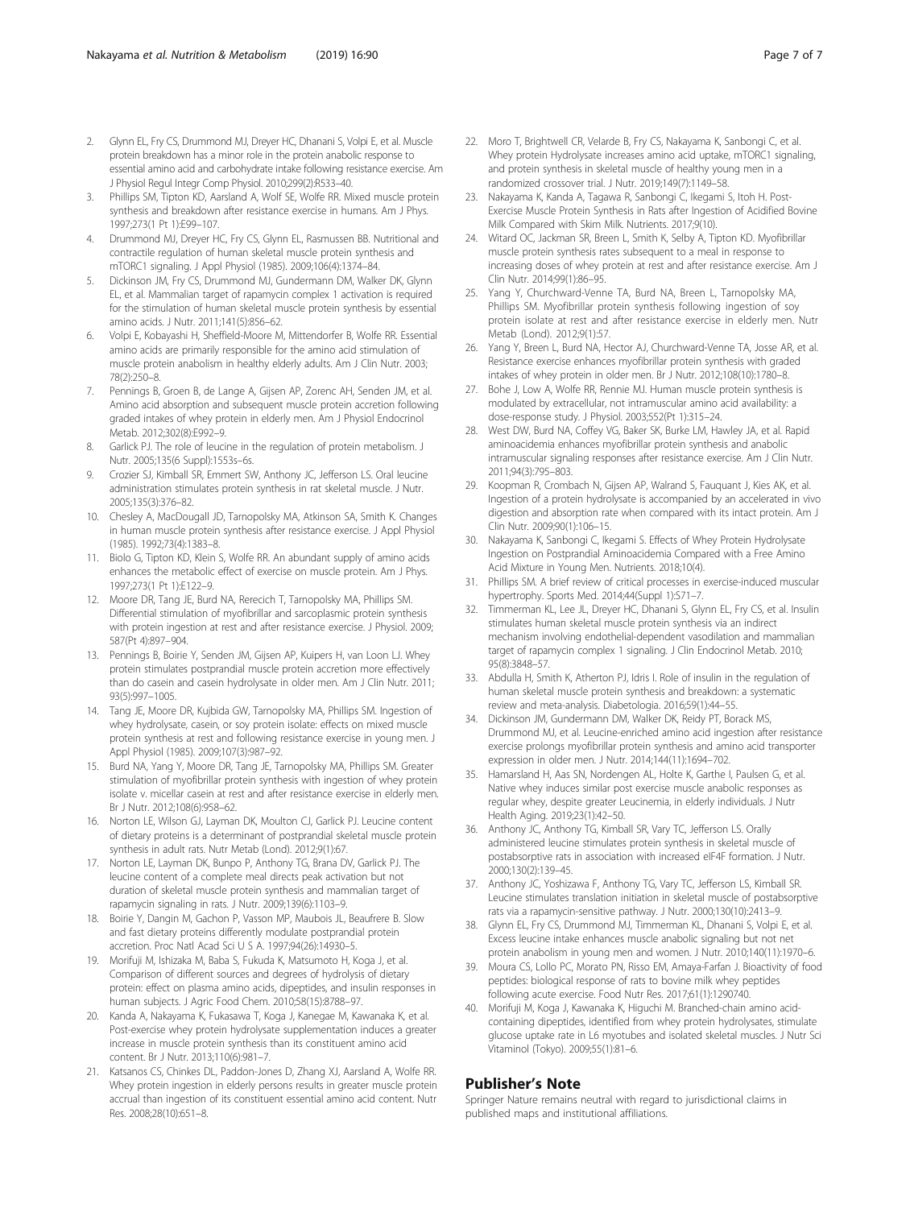2. Glynn EL, Fry CS, Drummond MJ, Dreyer HC, Dhanani S, Volpi E, et al. Muscle protein breakdown has a minor role in the protein anabolic response to essential amino acid and carbohydrate intake following resistance exercise. Am J Physiol Regul Integr Comp Physiol. 2010;299(2):R533–40.
3. Phillips SM, Tipton KD, Aarsland A, Wolf SE, Wolfe RR. Mixed muscle protein synthesis and breakdown after resistance exercise in humans. Am J Phys. 1997;273(1 Pt 1):E99–107.
4. Drummond MJ, Dreyer HC, Fry CS, Glynn EL, Rasmussen BB. Nutritional and contractile regulation of human skeletal muscle protein synthesis and mTORC1 signaling. J Appl Physiol (1985). 2009;106(4):1374–84.
5. Dickinson JM, Fry CS, Drummond MJ, Gundermann DM, Walker DK, Glynn EL, et al. Mammalian target of rapamycin complex 1 activation is required for the stimulation of human skeletal muscle protein synthesis by essential amino acids. J Nutr. 2011;141(5):856–62.
6. Volpi E, Kobayashi H, Sheffield-Moore M, Mittendorfer B, Wolfe RR. Essential amino acids are primarily responsible for the amino acid stimulation of muscle protein anabolism in healthy elderly adults. Am J Clin Nutr. 2003; 78(2):250–8.
7. Pennings B, Groen B, de Lange A, Gijsen AP, Zorenc AH, Senden JM, et al. Amino acid absorption and subsequent muscle protein accretion following graded intakes of whey protein in elderly men. Am J Physiol Endocrinol Metab. 2012;302(8):E992–9.
8. Garlick PJ. The role of leucine in the regulation of protein metabolism. J Nutr. 2005;135(6 Suppl):1553s–6s.
9. Crozier SJ, Kimball SR, Emmert SW, Anthony JC, Jefferson LS. Oral leucine administration stimulates protein synthesis in rat skeletal muscle. J Nutr. 2005;135(3):376–82.
10. Chesley A, MacDougall JD, Tarnopolsky MA, Atkinson SA, Smith K. Changes in human muscle protein synthesis after resistance exercise. J Appl Physiol (1985). 1992;73(4):1383–8.
11. Biolo G, Tipton KD, Klein S, Wolfe RR. An abundant supply of amino acids enhances the metabolic effect of exercise on muscle protein. Am J Phys. 1997;273(1 Pt 1):E122–9.
12. Moore DR, Tang JE, Burd NA, Rerecich T, Tarnopolsky MA, Phillips SM. Differential stimulation of myofibrillar and sarcoplasmic protein synthesis with protein ingestion at rest and after resistance exercise. J Physiol. 2009; 587(Pt 4):897–904.
13. Pennings B, Boirie Y, Senden JM, Gijsen AP, Kuipers H, van Loon LJ. Whey protein stimulates postprandial muscle protein accretion more effectively than do casein and casein hydrolysate in older men. Am J Clin Nutr. 2011; 93(5):997–1005.
14. Tang JE, Moore DR, Kujbida GW, Tarnopolsky MA, Phillips SM. Ingestion of whey hydrolysate, casein, or soy protein isolate: effects on mixed muscle protein synthesis at rest and following resistance exercise in young men. J Appl Physiol (1985). 2009;107(3):987–92.
15. Burd NA, Yang Y, Moore DR, Tang JE, Tarnopolsky MA, Phillips SM. Greater stimulation of myofibrillar protein synthesis with ingestion of whey protein isolate v. micellar casein at rest and after resistance exercise in elderly men. Br J Nutr. 2012;108(6):958–62.
16. Norton LE, Wilson GJ, Layman DK, Moulton CJ, Garlick PJ. Leucine content of dietary proteins is a determinant of postprandial skeletal muscle protein synthesis in adult rats. Nutr Metab (Lond). 2012;9(1):67.
17. Norton LE, Layman DK, Bunpo P, Anthony TG, Brana DV, Garlick PJ. The leucine content of a complete meal directs peak activation but not duration of skeletal muscle protein synthesis and mammalian target of rapamycin signaling in rats. J Nutr. 2009;139(6):1103–9.
18. Boirie Y, Dangin M, Gachon P, Vasson MP, Maubois JL, Beaufrere B. Slow and fast dietary proteins differently modulate postprandial protein accretion. Proc Natl Acad Sci U S A. 1997;94(26):14930–5.
19. Morifuji M, Ishizaka M, Baba S, Fukuda K, Matsumoto H, Koga J, et al. Comparison of different sources and degrees of hydrolysis of dietary protein: effect on plasma amino acids, dipeptides, and insulin responses in human subjects. J Agric Food Chem. 2010;58(15):8788–97.
20. Kanda A, Nakayama K, Fukasawa T, Koga J, Kanegae M, Kawanaka K, et al. Post-exercise whey protein hydrolysate supplementation induces a greater increase in muscle protein synthesis than its constituent amino acid content. Br J Nutr. 2013;110(6):981–7.
21. Katsanos CS, Chinkes DL, Paddon-Jones D, Zhang XJ, Aarsland A, Wolfe RR. Whey protein ingestion in elderly persons results in greater muscle protein accrual than ingestion of its constituent essential amino acid content. Nutr Res. 2008;28(10):651–8.
22. Moro T, Brightwell CR, Velarde B, Fry CS, Nakayama K, Sanbongi C, et al. Whey protein Hydrolysate increases amino acid uptake, mTORC1 signaling, and protein synthesis in skeletal muscle of healthy young men in a randomized crossover trial. J Nutr. 2019;149(7):1149–58.
23. Nakayama K, Kanda A, Tagawa R, Sanbongi C, Ikegami S, Itoh H. Post-Exercise Muscle Protein Synthesis in Rats after Ingestion of Acidified Bovine Milk Compared with Skim Milk. Nutrients. 2017;9(10).
24. Witard OC, Jackman SR, Breen L, Smith K, Selby A, Tipton KD. Myofibrillar muscle protein synthesis rates subsequent to a meal in response to increasing doses of whey protein at rest and after resistance exercise. Am J Clin Nutr. 2014;99(1):86–95.
25. Yang Y, Churchward-Venne TA, Burd NA, Breen L, Tarnopolsky MA, Phillips SM. Myofibrillar protein synthesis following ingestion of soy protein isolate at rest and after resistance exercise in elderly men. Nutr Metab (Lond). 2012;9(1):57.
26. Yang Y, Breen L, Burd NA, Hector AJ, Churchward-Venne TA, Josse AR, et al. Resistance exercise enhances myofibrillar protein synthesis with graded intakes of whey protein in older men. Br J Nutr. 2012;108(10):1780–8.
27. Bohe J, Low A, Wolfe RR, Rennie MJ. Human muscle protein synthesis is modulated by extracellular, not intramuscular amino acid availability: a dose-response study. J Physiol. 2003;552(Pt 1):315–24.
28. West DW, Burd NA, Coffey VG, Baker SK, Burke LM, Hawley JA, et al. Rapid aminoacidemia enhances myofibrillar protein synthesis and anabolic intramuscular signaling responses after resistance exercise. Am J Clin Nutr. 2011;94(3):795–803.
29. Koopman R, Crombach N, Gijsen AP, Walrand S, Fauquant J, Kies AK, et al. Ingestion of a protein hydrolysate is accompanied by an accelerated in vivo digestion and absorption rate when compared with its intact protein. Am J Clin Nutr. 2009;90(1):106–15.
30. Nakayama K, Sanbongi C, Ikegami S. Effects of Whey Protein Hydrolysate Ingestion on Postprandial Aminoacidemia Compared with a Free Amino Acid Mixture in Young Men. Nutrients. 2018;10(4).
31. Phillips SM. A brief review of critical processes in exercise-induced muscular hypertrophy. Sports Med. 2014;44(Suppl 1):S71–7.
32. Timmerman KL, Lee JL, Dreyer HC, Dhanani S, Glynn EL, Fry CS, et al. Insulin stimulates human skeletal muscle protein synthesis via an indirect mechanism involving endothelial-dependent vasodilation and mammalian target of rapamycin complex 1 signaling. J Clin Endocrinol Metab. 2010; 95(8):3848–57.
33. Abdulla H, Smith K, Atherton PJ, Idris I. Role of insulin in the regulation of human skeletal muscle protein synthesis and breakdown: a systematic review and meta-analysis. Diabetologia. 2016;59(1):44–55.
34. Dickinson JM, Gundermann DM, Walker DK, Reidy PT, Borack MS, Drummond MJ, et al. Leucine-enriched amino acid ingestion after resistance exercise prolongs myofibrillar protein synthesis and amino acid transporter expression in older men. J Nutr. 2014;144(11):1694–702.
35. Hamarsland H, Aas SN, Nordengen AL, Holte K, Garthe I, Paulsen G, et al. Native whey induces similar post exercise muscle anabolic responses as regular whey, despite greater Leucinemia, in elderly individuals. J Nutr Health Aging. 2019;23(1):42–50.
36. Anthony JC, Anthony TG, Kimball SR, Vary TC, Jefferson LS. Orally administered leucine stimulates protein synthesis in skeletal muscle of postabsorptive rats in association with increased eIF4F formation. J Nutr. 2000;130(2):139–45.
37. Anthony JC, Yoshizawa F, Anthony TG, Vary TC, Jefferson LS, Kimball SR. Leucine stimulates translation initiation in skeletal muscle of postabsorptive rats via a rapamycin-sensitive pathway. J Nutr. 2000;130(10):2413–9.
38. Glynn EL, Fry CS, Drummond MJ, Timmerman KL, Dhanani S, Volpi E, et al. Excess leucine intake enhances muscle anabolic signaling but not net protein anabolism in young men and women. J Nutr. 2010;140(11):1970–6.
39. Moura CS, Lollo PC, Morato PN, Risso EM, Amaya-Farfan J. Bioactivity of food peptides: biological response of rats to bovine milk whey peptides following acute exercise. Food Nutr Res. 2017;61(1):1290740.
40. Morifuji M, Koga J, Kawanaka K, Higuchi M. Branched-chain amino acid-containing dipeptides, identified from whey protein hydrolysates, stimulate glucose uptake rate in L6 myotubes and isolated skeletal muscles. J Nutr Sci Vitaminol (Tokyo). 2009;55(1):81–6.

## Publisher's Note

Springer Nature remains neutral with regard to jurisdictional claims in published maps and institutional affiliations.